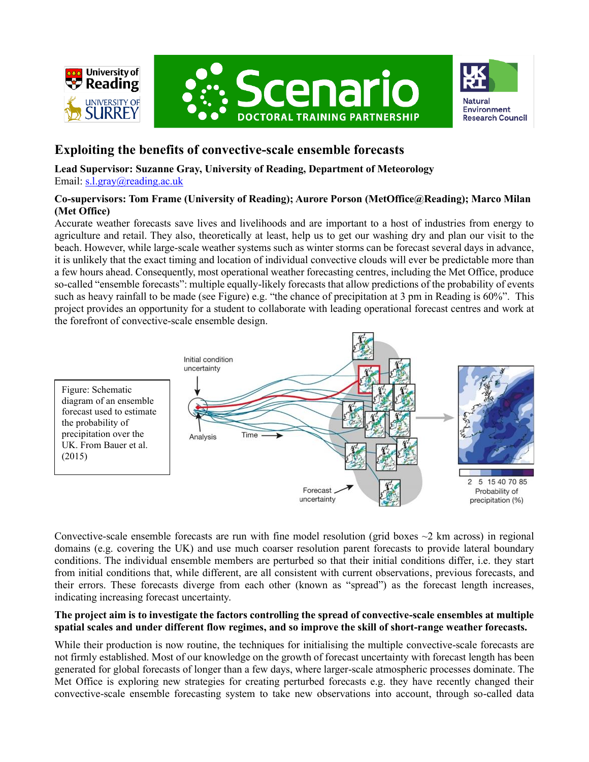# Exploiting the benefits of convective-scale ensemble forecasts

**Lead Supervisor: Suzanne Gray, University of Reading, Department of Meteorology**
Email: s.l.gray@reading.ac.uk

**Co-supervisors: Tom Frame (University of Reading); Aurore Porson (MetOffice@Reading); Marco Milan (Met Office)**

Accurate weather forecasts save lives and livelihoods and are important to a host of industries from energy to agriculture and retail. They also, theoretically at least, help us to get our washing dry and plan our visit to the beach. However, while large-scale weather systems such as winter storms can be forecast several days in advance, it is unlikely that the exact timing and location of individual convective clouds will ever be predictable more than a few hours ahead. Consequently, most operational weather forecasting centres, including the Met Office, produce so-called "ensemble forecasts": multiple equally-likely forecasts that allow predictions of the probability of events such as heavy rainfall to be made (see Figure) e.g. "the chance of precipitation at 3 pm in Reading is 60%". This project provides an opportunity for a student to collaborate with leading operational forecast centres and work at the forefront of convective-scale ensemble design.

Figure: Schematic diagram of an ensemble forecast used to estimate the probability of precipitation over the UK. From Bauer et al. (2015)

Convective-scale ensemble forecasts are run with fine model resolution (grid boxes ~2 km across) in regional domains (e.g. covering the UK) and use much coarser resolution parent forecasts to provide lateral boundary conditions. The individual ensemble members are perturbed so that their initial conditions differ, i.e. they start from initial conditions that, while different, are all consistent with current observations, previous forecasts, and their errors. These forecasts diverge from each other (known as "spread") as the forecast length increases, indicating increasing forecast uncertainty.

**The project aim is to investigate the factors controlling the spread of convective-scale ensembles at multiple spatial scales and under different flow regimes, and so improve the skill of short-range weather forecasts.**

While their production is now routine, the techniques for initialising the multiple convective-scale forecasts are not firmly established. Most of our knowledge on the growth of forecast uncertainty with forecast length has been generated for global forecasts of longer than a few days, where larger-scale atmospheric processes dominate. The Met Office is exploring new strategies for creating perturbed forecasts e.g. they have recently changed their convective-scale ensemble forecasting system to take new observations into account, through so-called data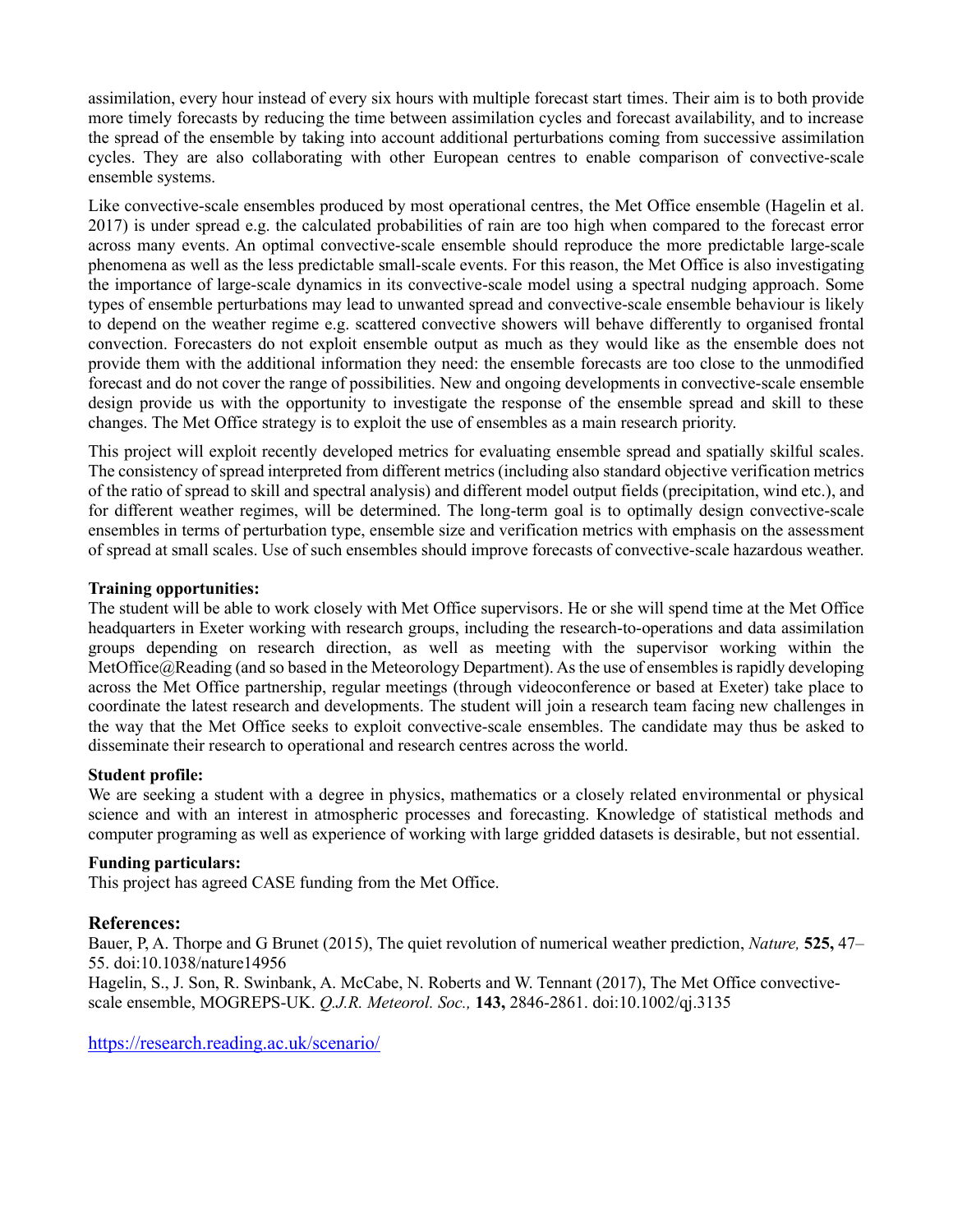assimilation, every hour instead of every six hours with multiple forecast start times. Their aim is to both provide more timely forecasts by reducing the time between assimilation cycles and forecast availability, and to increase the spread of the ensemble by taking into account additional perturbations coming from successive assimilation cycles. They are also collaborating with other European centres to enable comparison of convective-scale ensemble systems.

Like convective-scale ensembles produced by most operational centres, the Met Office ensemble (Hagelin et al. 2017) is under spread e.g. the calculated probabilities of rain are too high when compared to the forecast error across many events. An optimal convective-scale ensemble should reproduce the more predictable large-scale phenomena as well as the less predictable small-scale events. For this reason, the Met Office is also investigating the importance of large-scale dynamics in its convective-scale model using a spectral nudging approach. Some types of ensemble perturbations may lead to unwanted spread and convective-scale ensemble behaviour is likely to depend on the weather regime e.g. scattered convective showers will behave differently to organised frontal convection. Forecasters do not exploit ensemble output as much as they would like as the ensemble does not provide them with the additional information they need: the ensemble forecasts are too close to the unmodified forecast and do not cover the range of possibilities. New and ongoing developments in convective-scale ensemble design provide us with the opportunity to investigate the response of the ensemble spread and skill to these changes. The Met Office strategy is to exploit the use of ensembles as a main research priority.

This project will exploit recently developed metrics for evaluating ensemble spread and spatially skilful scales. The consistency of spread interpreted from different metrics (including also standard objective verification metrics of the ratio of spread to skill and spectral analysis) and different model output fields (precipitation, wind etc.), and for different weather regimes, will be determined. The long-term goal is to optimally design convective-scale ensembles in terms of perturbation type, ensemble size and verification metrics with emphasis on the assessment of spread at small scales. Use of such ensembles should improve forecasts of convective-scale hazardous weather.

**Training opportunities:**

The student will be able to work closely with Met Office supervisors. He or she will spend time at the Met Office headquarters in Exeter working with research groups, including the research-to-operations and data assimilation groups depending on research direction, as well as meeting with the supervisor working within the MetOffice@Reading (and so based in the Meteorology Department). As the use of ensembles is rapidly developing across the Met Office partnership, regular meetings (through videoconference or based at Exeter) take place to coordinate the latest research and developments. The student will join a research team facing new challenges in the way that the Met Office seeks to exploit convective-scale ensembles. The candidate may thus be asked to disseminate their research to operational and research centres across the world.

**Student profile:**

We are seeking a student with a degree in physics, mathematics or a closely related environmental or physical science and with an interest in atmospheric processes and forecasting. Knowledge of statistical methods and computer programing as well as experience of working with large gridded datasets is desirable, but not essential.

**Funding particulars:**

This project has agreed CASE funding from the Met Office.

## References:

Bauer, P, A. Thorpe and G Brunet (2015), The quiet revolution of numerical weather prediction, *Nature,* **525,** 47–55. doi:10.1038/nature14956

Hagelin, S., J. Son, R. Swinbank, A. McCabe, N. Roberts and W. Tennant (2017), The Met Office convective-scale ensemble, MOGREPS-UK. *Q.J.R. Meteorol. Soc.,* **143,** 2846-2861. doi:10.1002/qj.3135

https://research.reading.ac.uk/scenario/